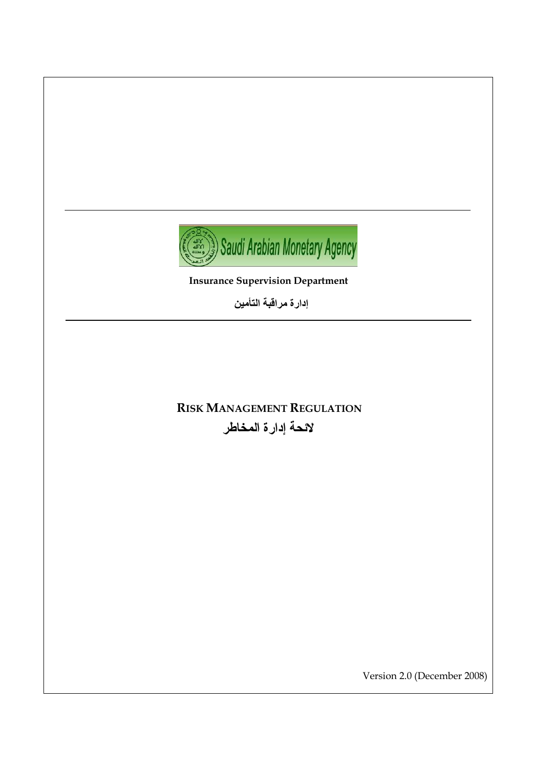Saudi Arabian Monetary Agency

**Insurance Supervision Department**

**إدارة مراقبة التأمين**

# RISK MANAGEMENT REGULATION

# لائحة إدارة المخاطر

Version 2.0 (December 2008)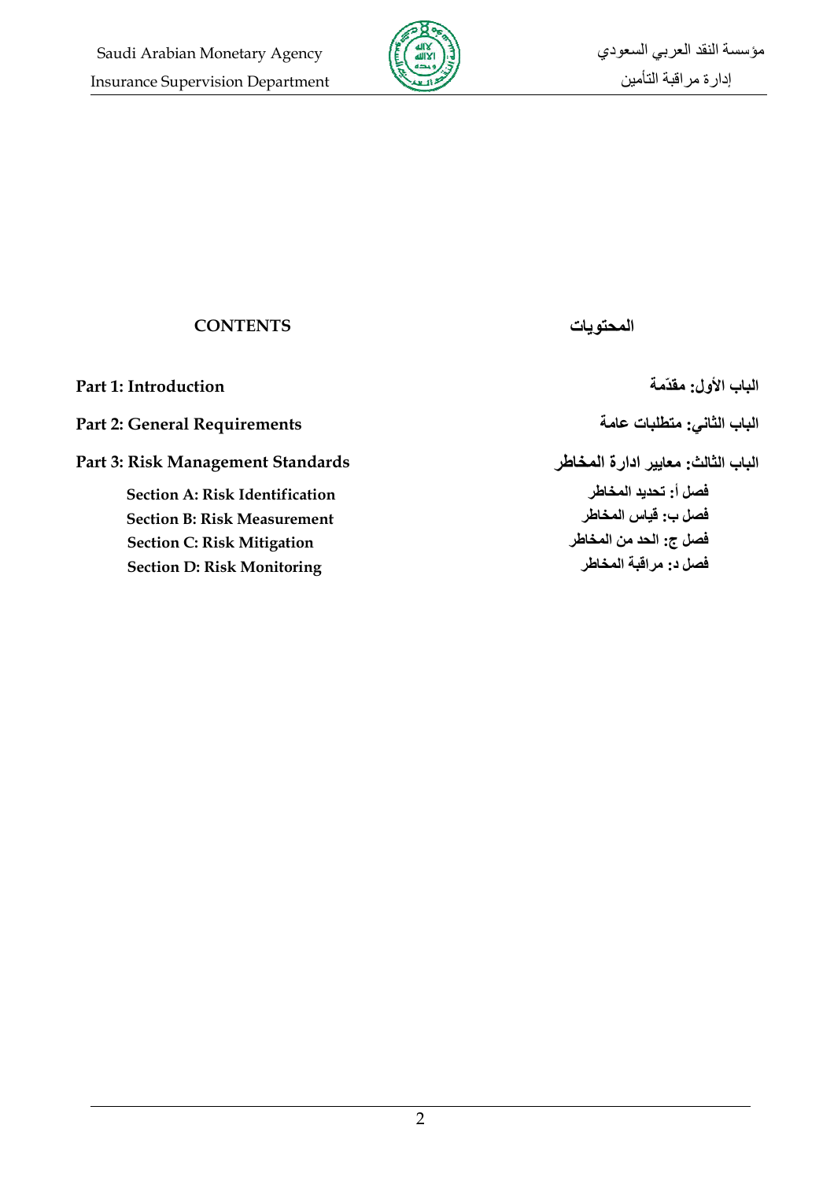## CONTENTS

## المحتويات

**Part 1: Introduction** — **الباب الأول: مقدّمة**

**Part 2: General Requirements** — **الباب الثاني: متطلبات عامة**

**Part 3: Risk Management Standards** — **الباب الثالث: معايير ادارة المخاطر**

- **Section A: Risk Identification** — **فصل أ: تحديد المخاطر**
- **Section B: Risk Measurement** — **فصل ب: قياس المخاطر**
- **Section C: Risk Mitigation** — **فصل ج: الحد من المخاطر**
- **Section D: Risk Monitoring** — **فصل د: مراقبة المخاطر**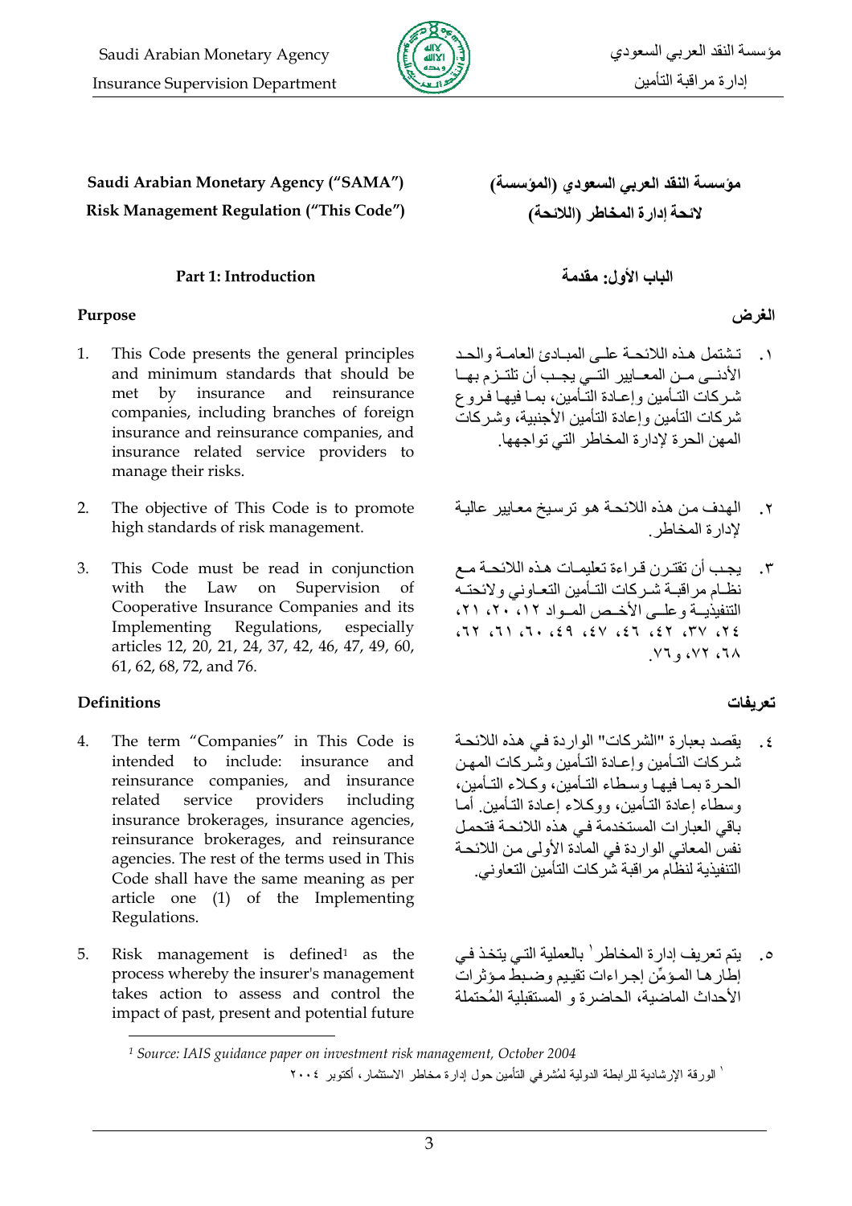**Saudi Arabian Monetary Agency ("SAMA")**
**Risk Management Regulation ("This Code")**

**مؤسسة النقد العربي السعودي (المؤسسة)**
**لائحة إدارة المخاطر (اللائحة)**

## Part 1: Introduction

## الباب الأول: مقدمة

### Purpose

1. This Code presents the general principles and minimum standards that should be met by insurance and reinsurance companies, including branches of foreign insurance and reinsurance companies, and insurance related service providers to manage their risks.

2. The objective of This Code is to promote high standards of risk management.

3. This Code must be read in conjunction with the Law on Supervision of Cooperative Insurance Companies and its Implementing Regulations, especially articles 12, 20, 21, 24, 37, 42, 46, 47, 49, 60, 61, 62, 68, 72, and 76.

### الغرض

١. تشتمل هذه اللائحة على المبادئ العامة والحد الأدنى من المعايير التي يجب أن تلتزم بها شركات التأمين وإعادة التأمين، بما فيها فروع شركات التأمين وإعادة التأمين الأجنبية، وشركات المهن الحرة لإدارة المخاطر التي تواجهها.

٢. الهدف من هذه اللائحة هو ترسيخ معايير عالية لإدارة المخاطر.

٣. يجب أن تقترن قراءة تعليمات هذه اللائحة مع نظام مراقبة شركات التأمين التعاوني ولائحته التنفيذية وعلى الأخص المواد ١٢، ٢٠، ٢١، ٢٤، ٣٧، ٤٢، ٤٦، ٤٧، ٤٩، ٦٠، ٦١، ٦٢، ٦٨، ٧٢، و٧٦.

### Definitions

4. The term "Companies" in This Code is intended to include: insurance and reinsurance companies, and insurance related service providers including insurance brokerages, insurance agencies, reinsurance brokerages, and reinsurance agencies. The rest of the terms used in This Code shall have the same meaning as per article one (1) of the Implementing Regulations.

5. Risk management is defined[1] as the process whereby the insurer's management takes action to assess and control the impact of past, present and potential future

### تعريفات

٤. يقصد بعبارة "الشركات" الواردة في هذه اللائحة شركات التأمين وإعادة التأمين وشركات المهن الحرة بما فيها وسطاء التأمين، وكلاء التأمين، وسطاء إعادة التأمين، ووكلاء إعادة التأمين. أما باقي العبارات المستخدمة في هذه اللائحة فتحمل نفس المعاني الواردة في المادة الأولى من اللائحة التنفيذية لنظام مراقبة شركات التأمين التعاوني.

٥. يتم تعريف إدارة المخاطر[١] بالعملية التي يتخذ في إطارها المؤمِّن إجراءات تقييم وضبط مؤثرات الأحداث الماضية، الحاضرة و المستقبلية المُحتملة

---

[1] *Source: IAIS guidance paper on investment risk management, October 2004*

[١] الورقة الإرشادية للرابطة الدولية لمُشرفي التأمين حول إدارة مخاطر الاستثمار، أكتوبر ٢٠٠٤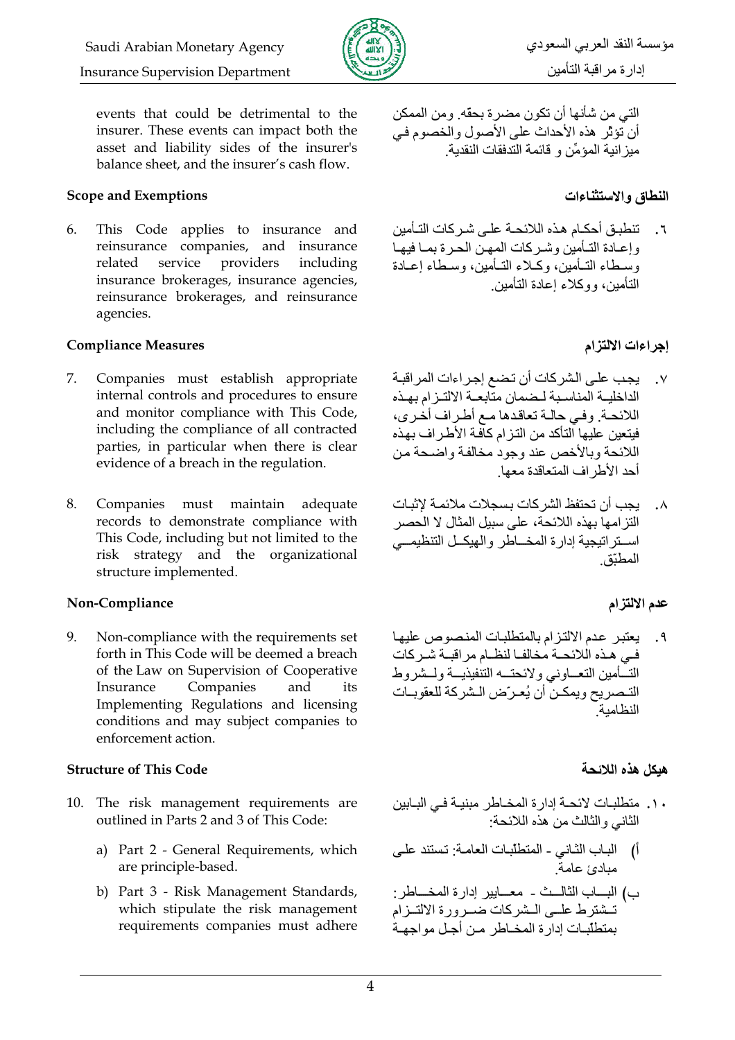events that could be detrimental to the insurer. These events can impact both the asset and liability sides of the insurer's balance sheet, and the insurer's cash flow.

التي من شأنها أن تكون مضرة بحقه. ومن الممكن أن تؤثّر هذه الأحداث على الأصول والخصوم في ميزانية المؤمِّن و قائمة التدفقات النقدية.

### Scope and Exemptions

### النطاق والاستثناءات

6. This Code applies to insurance and reinsurance companies, and insurance related service providers including insurance brokerages, insurance agencies, reinsurance brokerages, and reinsurance agencies.

٦. تنطبق أحكام هذه اللائحة على شركات التأمين وإعادة التأمين وشركات المهن الحرة بما فيها وسطاء التأمين، وكلاء التأمين، وسطاء إعادة التأمين، ووكلاء إعادة التأمين.

### Compliance Measures

### إجراءات الالتزام

7. Companies must establish appropriate internal controls and procedures to ensure and monitor compliance with This Code, including the compliance of all contracted parties, in particular when there is clear evidence of a breach in the regulation.

٧. يجب على الشركات أن تضع إجراءات المراقبة الداخلية المناسبة لضمان متابعة الالتزام بهذه اللائحة. وفي حالة تعاقدها مع أطراف أخرى، فيتعين عليها التأكد من التزام كافة الأطراف بهذه اللائحة وبالأخص عند وجود مخالفة واضحة من أحد الأطراف المتعاقدة معها.

8. Companies must maintain adequate records to demonstrate compliance with This Code, including but not limited to the risk strategy and the organizational structure implemented.

٨. يجب أن تحتفظ الشركات بسجلات ملائمة لإثبات التزامها بهذه اللائحة، على سبيل المثال لا الحصر استراتيجية إدارة المخاطر والهيكل التنظيمي المطبّق.

### Non-Compliance

### عدم الالتزام

9. Non-compliance with the requirements set forth in This Code will be deemed a breach of the Law on Supervision of Cooperative Insurance Companies and its Implementing Regulations and licensing conditions and may subject companies to enforcement action.

٩. يعتبر عدم الالتزام بالمتطلبات المنصوص عليها في هذه اللائحة مخالفا لنظام مراقبة شركات التأمين التعاوني ولائحته التنفيذية ولشروط التصريح ويمكن أن يُعرّض الشركة للعقوبات النظامية.

### Structure of This Code

### هيكل هذه اللائحة

10. The risk management requirements are outlined in Parts 2 and 3 of This Code:

    a) Part 2 - General Requirements, which are principle-based.

    b) Part 3 - Risk Management Standards, which stipulate the risk management requirements companies must adhere

١٠. متطلبات لائحة إدارة المخاطر مبنية في البابين الثاني والثالث من هذه اللائحة:

أ) الباب الثاني - المتطلبات العامة: تستند على مبادئ عامة.

ب) الباب الثالث - معايير إدارة المخاطر: تشترط على الشركات ضرورة الالتزام بمتطلبات إدارة المخاطر من أجل مواجهة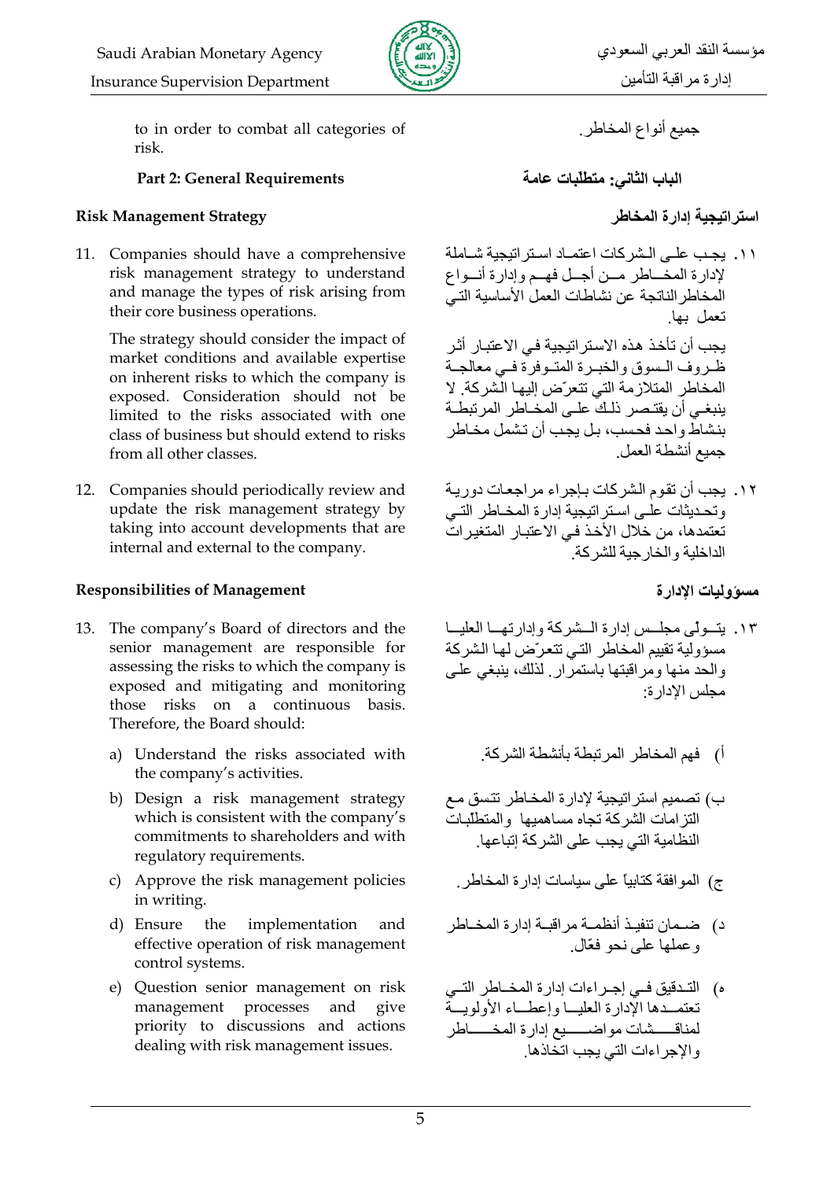to in order to combat all categories of risk.

جميع أنواع المخاطر.

### Part 2: General Requirements

### الباب الثاني: متطلّبات عامة

#### Risk Management Strategy

#### استراتيجية إدارة المخاطر

11. Companies should have a comprehensive risk management strategy to understand and manage the types of risk arising from their core business operations.

    The strategy should consider the impact of market conditions and available expertise on inherent risks to which the company is exposed. Consideration should not be limited to the risks associated with one class of business but should extend to risks from all other classes.

١١. يجب على الشركات اعتماد استراتيجية شاملة لإدارة المخاطر من أجل فهم وإدارة أنواع المخاطر الناتجة عن نشاطات العمل الأساسية التي تعمل بها.

يجب أن تأخذ هذه الاستراتيجية في الاعتبار أثر ظروف السوق والخبرة المتوفرة في معالجة المخاطر المتلازمة التي تتعرّض إليها الشركة. لا ينبغي أن يقتصر ذلك على المخاطر المرتبطة بنشاط واحد فحسب، بل يجب أن تشمل مخاطر جميع أنشطة العمل.

12. Companies should periodically review and update the risk management strategy by taking into account developments that are internal and external to the company.

١٢. يجب أن تقوم الشركات بإجراء مراجعات دورية وتحديثات على استراتيجية إدارة المخاطر التي تعتمدها، من خلال الأخذ في الاعتبار المتغيرات الداخلية والخارجية للشركة.

#### Responsibilities of Management

#### مسؤوليات الإدارة

13. The company's Board of directors and the senior management are responsible for assessing the risks to which the company is exposed and mitigating and monitoring those risks on a continuous basis. Therefore, the Board should:

    a) Understand the risks associated with the company's activities.
    b) Design a risk management strategy which is consistent with the company's commitments to shareholders and with regulatory requirements.
    c) Approve the risk management policies in writing.
    d) Ensure the implementation and effective operation of risk management control systems.
    e) Question senior management on risk management processes and give priority to discussions and actions dealing with risk management issues.

١٣. يتولى مجلس إدارة الشركة وإدارتها العليا مسؤولية تقييم المخاطر التي تتعرّض لها الشركة والحد منها ومراقبتها باستمرار. لذلك، ينبغي على مجلس الإدارة:

أ) فهم المخاطر المرتبطة بأنشطة الشركة.

ب) تصميم استراتيجية لإدارة المخاطر تتسق مع التزامات الشركة تجاه مساهميها والمتطلّبات النظامية التي يجب على الشركة إتباعها.

ج) الموافقة كتابياً على سياسات إدارة المخاطر.

د) ضمان تنفيذ أنظمة مراقبة إدارة المخاطر وعملها على نحو فعّال.

ه) التدقيق في إجراءات إدارة المخاطر التي تعتمدها الإدارة العليا وإعطاء الأولوية لمناقشات مواضيع إدارة المخاطر والإجراءات التي يجب اتخاذها.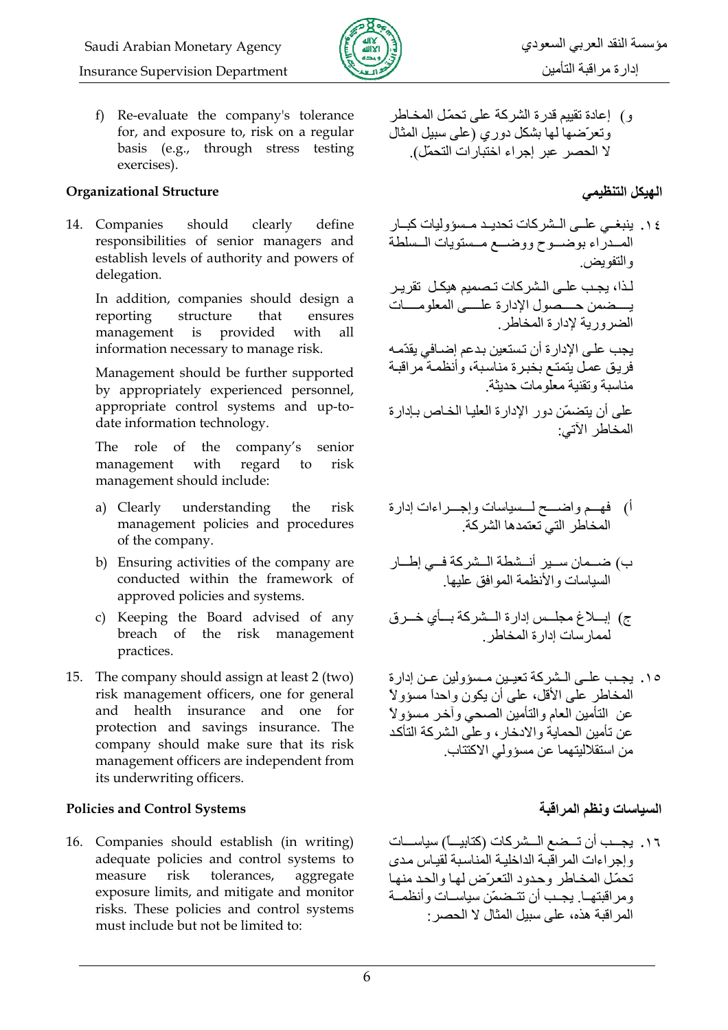f) Re-evaluate the company's tolerance for, and exposure to, risk on a regular basis (e.g., through stress testing exercises).

و) إعادة تقييم قدرة الشركة على تحمّل المخاطر وتعرّضها لها بشكل دوري (على سبيل المثال لا الحصر عبر إجراء اختبارات التحمّل).

### Organizational Structure

### الهيكل التنظيمي

14. Companies should clearly define responsibilities of senior managers and establish levels of authority and powers of delegation.

    In addition, companies should design a reporting structure that ensures management is provided with all information necessary to manage risk.

    Management should be further supported by appropriately experienced personnel, appropriate control systems and up-to-date information technology.

    The role of the company's senior management with regard to risk management should include:

    a) Clearly understanding the risk management policies and procedures of the company.
    b) Ensuring activities of the company are conducted within the framework of approved policies and systems.
    c) Keeping the Board advised of any breach of the risk management practices.

١٤. ينبغي على الشركات تحديد مسؤوليات كبار المدراء بوضوح ووضع مستويات السلطة والتفويض.

لذا، يجب على الشركات تصميم هيكل تقرير يضمن حصول الإدارة على المعلومات الضرورية لإدارة المخاطر.

يجب على الإدارة أن تستعين بدعم إضافي يقدّمه فريق عمل يتمتع بخبرة مناسبة، وأنظمة مراقبة مناسبة وتقنية معلومات حديثة.

على أن يتضمّن دور الإدارة العليا الخاص بإدارة المخاطر الآتي:

أ) فهم واضح لسياسات وإجراءات إدارة المخاطر التي تعتمدها الشركة.

ب) ضمان سير أنشطة الشركة في إطار السياسات والأنظمة الموافق عليها.

ج) إبلاغ مجلس إدارة الشركة بأي خرق لممارسات إدارة المخاطر.

15. The company should assign at least 2 (two) risk management officers, one for general and health insurance and one for protection and savings insurance. The company should make sure that its risk management officers are independent from its underwriting officers.

١٥. يجب على الشركة تعيين مسؤولين عن إدارة المخاطر على الأقل، على أن يكون واحدا مسؤولاً عن التأمين العام والتأمين الصحي وآخر مسؤولاً عن تأمين الحماية والادخار، وعلى الشركة التأكد من استقلاليتهما عن مسؤولي الاكتتاب.

### Policies and Control Systems

### السياسات ونظم المراقبة

16. Companies should establish (in writing) adequate policies and control systems to measure risk tolerances, aggregate exposure limits, and mitigate and monitor risks. These policies and control systems must include but not be limited to:

١٦. يجب أن تضع الشركات (كتابياً) سياسات وإجراءات المراقبة الداخلية المناسبة لقياس مدى تحمّل المخاطر وحدود التعرّض لها والحد منها ومراقبتها. يجب أن تتضمّن سياسات وأنظمة المراقبة هذه، على سبيل المثال لا الحصر: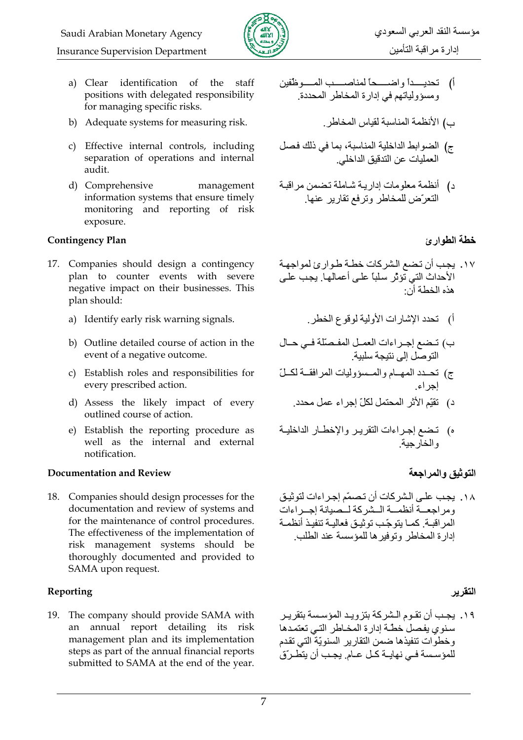a) Clear identification of the staff positions with delegated responsibility for managing specific risks.

b) Adequate systems for measuring risk.

c) Effective internal controls, including separation of operations and internal audit.

d) Comprehensive management information systems that ensure timely monitoring and reporting of risk exposure.

أ) تحديداً واضحاً لمناصب الموظّفين ومسؤولياتهم في إدارة المخاطر المحددة.

ب) الأنظمة المناسبة لقياس المخاطر.

ج) الضوابط الداخلية المناسبة، بما في ذلك فصل العمليات عن التدقيق الداخلي.

د) أنظمة معلومات إدارية شاملة تضمن مراقبة التعرّض للمخاطر وترفع تقارير عنها.

**Contingency Plan**

17. Companies should design a contingency plan to counter events with severe negative impact on their businesses. This plan should:

    a) Identify early risk warning signals.

    b) Outline detailed course of action in the event of a negative outcome.

    c) Establish roles and responsibilities for every prescribed action.

    d) Assess the likely impact of every outlined course of action.

    e) Establish the reporting procedure as well as the internal and external notification.

**خطة الطوارئ**

١٧. يجب أن تضع الشركات خطة طوارئ لمواجهة الأحداث التي تؤثّر سلباً على أعمالها. يجب على هذه الخطة أن:

أ) تحدد الإشارات الأولية لوقوع الخطر.

ب) تضع إجراءات العمل المفصّلة في حال التوصل إلى نتيجة سلبية.

ج) تحدد المهام والمسؤوليات المرافقة لكلّ إجراء.

د) تقيّم الأثر المحتمل لكلّ إجراء عمل محدد.

ه) تضع إجراءات التقرير والإخطار الداخلية والخارجية.

**Documentation and Review**

18. Companies should design processes for the documentation and review of systems and for the maintenance of control procedures. The effectiveness of the implementation of risk management systems should be thoroughly documented and provided to SAMA upon request.

**التوثيق والمراجعة**

١٨. يجب على الشركات أن تصمّم إجراءات لتوثيق ومراجعة أنظمة الشركة لصيانة إجراءات المراقبة. كما يتوجّب توثيق فعالية تنفيذ أنظمة إدارة المخاطر وتوفيرها للمؤسسة عند الطلب.

**Reporting**

19. The company should provide SAMA with an annual report detailing its risk management plan and its implementation steps as part of the annual financial reports submitted to SAMA at the end of the year.

**التقرير**

١٩. يجب أن تقوم الشركة بتزويد المؤسسة بتقرير سنوي يفصل خطة إدارة المخاطر التي تعتمدها وخطوات تنفيذها ضمن التقارير السنويّة التي تقدم للمؤسسة في نهاية كل عام. يجب أن يتطرّق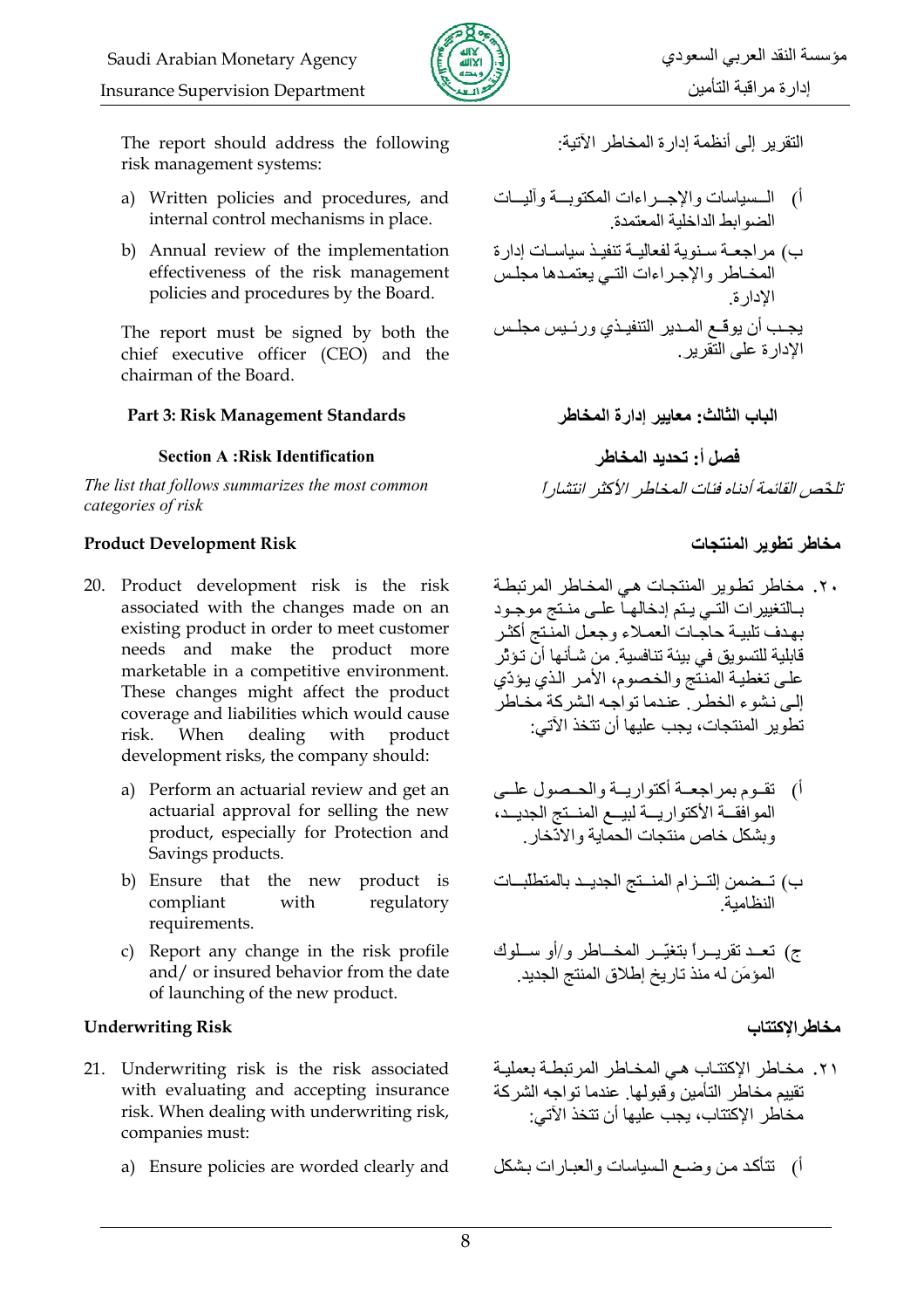The report should address the following risk management systems:

a) Written policies and procedures, and internal control mechanisms in place.

b) Annual review of the implementation effectiveness of the risk management policies and procedures by the Board.

The report must be signed by both the chief executive officer (CEO) and the chairman of the Board.

التقرير إلى أنظمة إدارة المخاطر الآتية:

أ) السياسات والإجراءات المكتوبة وآليات الضوابط الداخلية المعتمدة.

ب) مراجعة سنوية لفعالية تنفيذ سياسات إدارة المخاطر والإجراءات التي يعتمدها مجلس الإدارة.

يجب أن يوقع المدير التنفيذي ورئيس مجلس الإدارة على التقرير.

## Part 3: Risk Management Standards

## الباب الثالث: معايير إدارة المخاطر

### Section A :Risk Identification

### فصل أ: تحديد المخاطر

*The list that follows summarizes the most common categories of risk*

*تلخّص القائمة أدناه فئات المخاطر الأكثر انتشاراً*

### Product Development Risk

20. Product development risk is the risk associated with the changes made on an existing product in order to meet customer needs and make the product more marketable in a competitive environment. These changes might affect the product coverage and liabilities which would cause risk. When dealing with product development risks, the company should:

    a) Perform an actuarial review and get an actuarial approval for selling the new product, especially for Protection and Savings products.

    b) Ensure that the new product is compliant with regulatory requirements.

    c) Report any change in the risk profile and/ or insured behavior from the date of launching of the new product.

### مخاطر تطوير المنتجات

٢٠. مخاطر تطوير المنتجات هي المخاطر المرتبطة بالتغييرات التي يتم إدخالها على منتج موجود بهدف تلبية حاجات العملاء وجعل المنتج أكثر قابلية للتسويق في بيئة تنافسية. من شأنها أن تؤثر على تغطية المنتج والخصوم، الأمر الذي يؤدّي إلى نشوء الخطر. عندما تواجه الشركة مخاطر تطوير المنتجات، يجب عليها أن تتخذ الآتي:

أ) تقوم بمراجعة أكتوارية والحصول على الموافقة الأكتوارية لبيع المنتج الجديد، وبشكل خاص منتجات الحماية والادّخار.

ب) تضمن إلتزام المنتج الجديد بالمتطلبات النظامية.

ج) تعد تقريراً بتغيّر المخاطر و/أو سلوك المؤمَن له منذ تاريخ إطلاق المنتج الجديد.

### Underwriting Risk

21. Underwriting risk is the risk associated with evaluating and accepting insurance risk. When dealing with underwriting risk, companies must:

    a) Ensure policies are worded clearly and

### مخاطر الإكتتاب

٢١. مخاطر الإكتتاب هي المخاطر المرتبطة بعملية تقييم مخاطر التأمين وقبولها. عندما تواجه الشركة مخاطر الإكتتاب، يجب عليها أن تتخذ الآتي:

أ) تتأكد من وضع السياسات والعبارات بشكل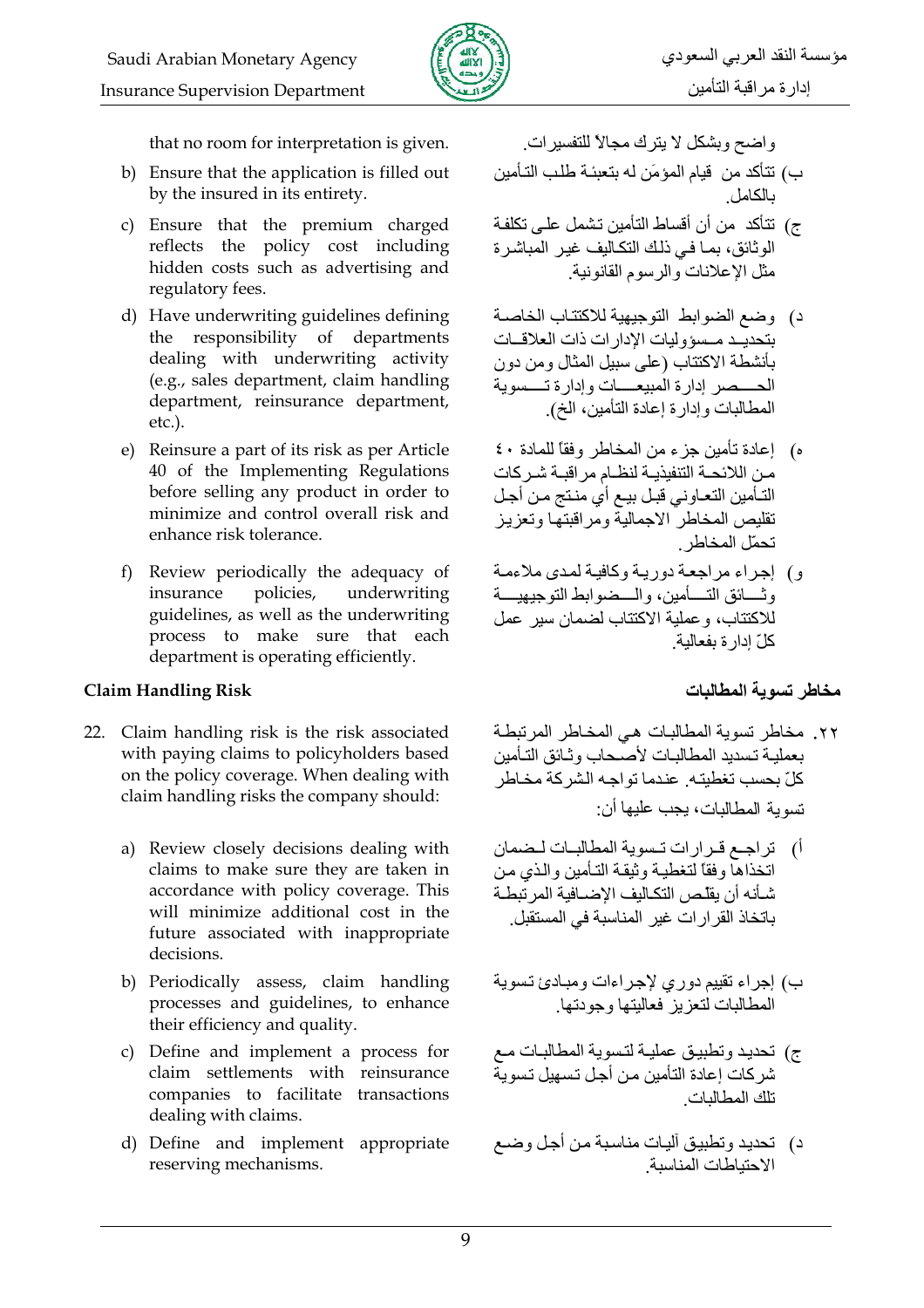that no room for interpretation is given.

b) Ensure that the application is filled out by the insured in its entirety.

c) Ensure that the premium charged reflects the policy cost including hidden costs such as advertising and regulatory fees.

d) Have underwriting guidelines defining the responsibility of departments dealing with underwriting activity (e.g., sales department, claim handling department, reinsurance department, etc.).

e) Reinsure a part of its risk as per Article 40 of the Implementing Regulations before selling any product in order to minimize and control overall risk and enhance risk tolerance.

f) Review periodically the adequacy of insurance policies, underwriting guidelines, as well as the underwriting process to make sure that each department is operating efficiently.

**Claim Handling Risk**

22. Claim handling risk is the risk associated with paying claims to policyholders based on the policy coverage. When dealing with claim handling risks the company should:

    a) Review closely decisions dealing with claims to make sure they are taken in accordance with policy coverage. This will minimize additional cost in the future associated with inappropriate decisions.

    b) Periodically assess, claim handling processes and guidelines, to enhance their efficiency and quality.

    c) Define and implement a process for claim settlements with reinsurance companies to facilitate transactions dealing with claims.

    d) Define and implement appropriate reserving mechanisms.

واضح وبشكل لا يترك مجالاً للتفسيرات.

ب) تتأكد من قيام المؤمَن له بتعبئة طلب التأمين بالكامل.

ج) تتأكد من أن أقساط التأمين تشمل على تكلفة الوثائق، بما في ذلك التكاليف غير المباشرة مثل الإعلانات والرسوم القانونية.

د) وضع الضوابط التوجيهية للاكتتاب الخاصة بتحديد مسؤوليات الإدارات ذات العلاقات بأنشطة الاكتتاب (على سبيل المثال ومن دون الحصر إدارة المبيعات وإدارة تسوية المطالبات وإدارة إعادة التأمين، الخ).

ه) إعادة تأمين جزء من المخاطر وفقاً للمادة ٤٠ من اللائحة التنفيذية لنظام مراقبة شركات التأمين التعاوني قبل بيع أي منتج من أجل تقليص المخاطر الاجمالية ومراقبتها وتعزيز تحمّل المخاطر.

و) إجراء مراجعة دورية وكافية لمدى ملاءمة وثائق التأمين، والضوابط التوجيهية للاكتتاب، وعملية الاكتتاب لضمان سير عمل كلّ إدارة بفعالية.

**مخاطر تسوية المطالبات**

٢٢. مخاطر تسوية المطالبات هي المخاطر المرتبطة بعملية تسديد المطالبات لأصحاب وثائق التأمين كلّ بحسب تغطيته. عندما تواجه الشركة مخاطر تسوية المطالبات، يجب عليها أن:

أ) تراجع قرارات تسوية المطالبات لضمان اتخاذها وفقاً لتغطية وثيقة التأمين والذي من شأنه أن يقلّص التكاليف الإضافية المرتبطة باتخاذ القرارات غير المناسبة في المستقبل.

ب) إجراء تقييم دوري لإجراءات ومبادئ تسوية المطالبات لتعزيز فعاليتها وجودتها.

ج) تحديد وتطبيق عملية لتسوية المطالبات مع شركات إعادة التأمين من أجل تسهيل تسوية تلك المطالبات.

د) تحديد وتطبيق آليات مناسبة من أجل وضع الاحتياطات المناسبة.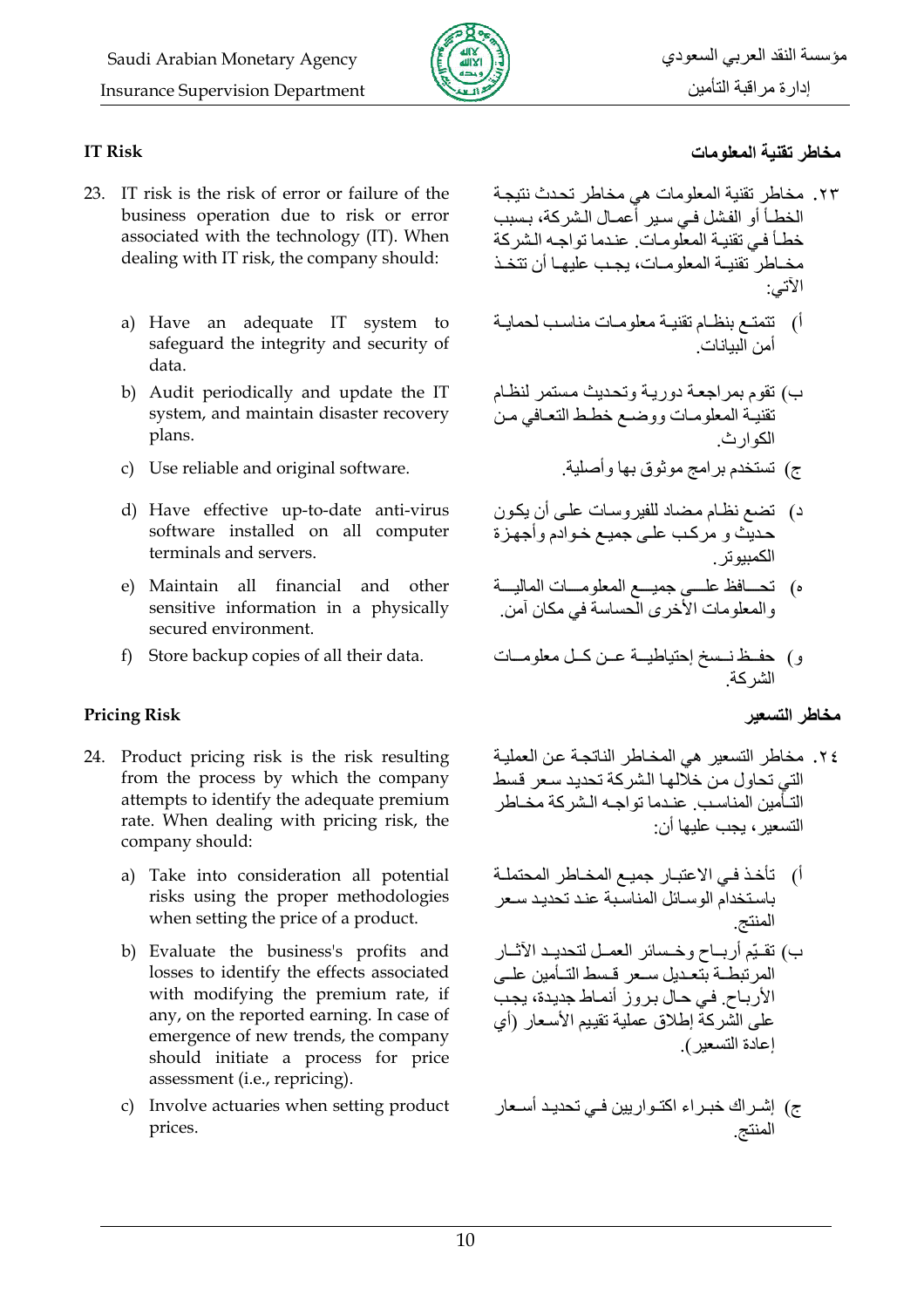## IT Risk

## مخاطر تقنية المعلومات

23. IT risk is the risk of error or failure of the business operation due to risk or error associated with the technology (IT). When dealing with IT risk, the company should:

    a) Have an adequate IT system to safeguard the integrity and security of data.

    b) Audit periodically and update the IT system, and maintain disaster recovery plans.

    c) Use reliable and original software.

    d) Have effective up-to-date anti-virus software installed on all computer terminals and servers.

    e) Maintain all financial and other sensitive information in a physically secured environment.

    f) Store backup copies of all their data.

٢٣. مخاطر تقنية المعلومات هي مخاطر تحدث نتيجة الخطأ أو الفشل في سير أعمال الشركة، بسبب خطأ في تقنية المعلومات. عندما تواجه الشركة مخاطر تقنية المعلومات، يجب عليها أن تتخذ الآتي:

أ) تتمتع بنظام تقنية معلومات مناسب لحماية أمن البيانات.

ب) تقوم بمراجعة دورية وتحديث مستمر لنظام تقنية المعلومات ووضع خطط التعافي من الكوارث.

ج) تستخدم برامج موثوق بها وأصلية.

د) تضع نظام مضاد للفيروسات على أن يكون حديث و مركب على جميع خوادم وأجهزة الكمبيوتر.

ه) تحافظ على جميع المعلومات المالية والمعلومات الأخرى الحساسة في مكان آمن.

و) حفظ نسخ إحتياطية عن كل معلومات الشركة.

## Pricing Risk

## مخاطر التسعير

24. Product pricing risk is the risk resulting from the process by which the company attempts to identify the adequate premium rate. When dealing with pricing risk, the company should:

    a) Take into consideration all potential risks using the proper methodologies when setting the price of a product.

    b) Evaluate the business's profits and losses to identify the effects associated with modifying the premium rate, if any, on the reported earning. In case of emergence of new trends, the company should initiate a process for price assessment (i.e., repricing).

    c) Involve actuaries when setting product prices.

٢٤. مخاطر التسعير هي المخاطر الناتجة عن العملية التي تحاول من خلالها الشركة تحديد سعر قسط التأمين المناسب. عندما تواجه الشركة مخاطر التسعير، يجب عليها أن:

أ) تأخذ في الاعتبار جميع المخاطر المحتملة باستخدام الوسائل المناسبة عند تحديد سعر المنتج.

ب) تقيّم أرباح وخسائر العمل لتحديد الآثار المرتبطة بتعديل سعر قسط التأمين على الأرباح. في حال بروز أنماط جديدة، يجب على الشركة إطلاق عملية تقييم الأسعار (أي إعادة التسعير).

ج) إشراك خبراء اكتواريين في تحديد أسعار المنتج.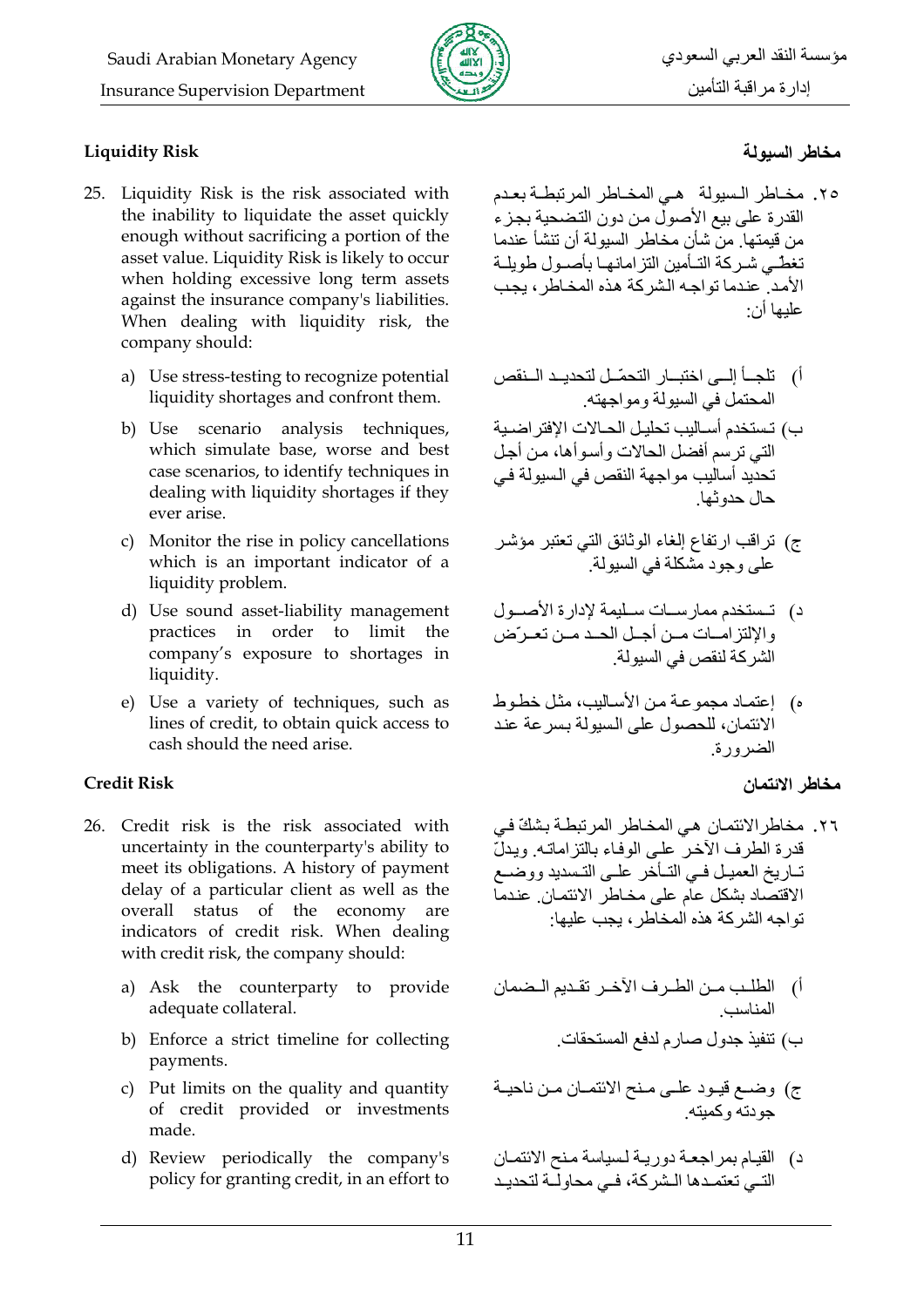## Liquidity Risk

25. Liquidity Risk is the risk associated with the inability to liquidate the asset quickly enough without sacrificing a portion of the asset value. Liquidity Risk is likely to occur when holding excessive long term assets against the insurance company's liabilities. When dealing with liquidity risk, the company should:

    a) Use stress-testing to recognize potential liquidity shortages and confront them.

    b) Use scenario analysis techniques, which simulate base, worse and best case scenarios, to identify techniques in dealing with liquidity shortages if they ever arise.

    c) Monitor the rise in policy cancellations which is an important indicator of a liquidity problem.

    d) Use sound asset-liability management practices in order to limit the company's exposure to shortages in liquidity.

    e) Use a variety of techniques, such as lines of credit, to obtain quick access to cash should the need arise.

## Credit Risk

26. Credit risk is the risk associated with uncertainty in the counterparty's ability to meet its obligations. A history of payment delay of a particular client as well as the overall status of the economy are indicators of credit risk. When dealing with credit risk, the company should:

    a) Ask the counterparty to provide adequate collateral.

    b) Enforce a strict timeline for collecting payments.

    c) Put limits on the quality and quantity of credit provided or investments made.

    d) Review periodically the company's policy for granting credit, in an effort to

## مخاطر السيولة

٢٥. مخاطر السيولة هي المخاطر المرتبطة بعدم القدرة على بيع الأصول من دون التضحية بجزء من قيمتها. من شأن مخاطر السيولة أن تنشأ عندما تغطّي شركة التأمين التزاماتها بأصول طويلة الأمد. عندما تواجه الشركة هذه المخاطر، يجب عليها أن:

أ) تلجأ إلى اختبار التحمّل لتحديد النقص المحتمل في السيولة ومواجهته.

ب) تستخدم أساليب تحليل الحالات الإفتراضية التي ترسم أفضل الحالات وأسوأها، من أجل تحديد أساليب مواجهة النقص في السيولة في حال حدوثها.

ج) تراقب ارتفاع إلغاء الوثائق التي تعتبر مؤشر على وجود مشكلة في السيولة.

د) تستخدم ممارسات سليمة لإدارة الأصول والإلتزامات من أجل الحد من تعرّض الشركة لنقص في السيولة.

ه) إعتماد مجموعة من الأساليب، مثل خطوط الائتمان، للحصول على السيولة بسرعة عند الضرورة.

## مخاطر الائتمان

٢٦. مخاطر الائتمان هي المخاطر المرتبطة بشكّ في قدرة الطرف الآخر على الوفاء بالتزاماته. ويدلّ تاريخ العميل في التأخر على التسديد ووضع الاقتصاد بشكل عام على مخاطر الائتمان. عندما تواجه الشركة هذه المخاطر، يجب عليها:

أ) الطلب من الطرف الآخر تقديم الضمان المناسب.

ب) تنفيذ جدول صارم لدفع المستحقات.

ج) وضع قيود على منح الائتمان من ناحية جودته وكميته.

د) القيام بمراجعة دورية لسياسة منح الائتمان التي تعتمدها الشركة، في محاولة لتحديد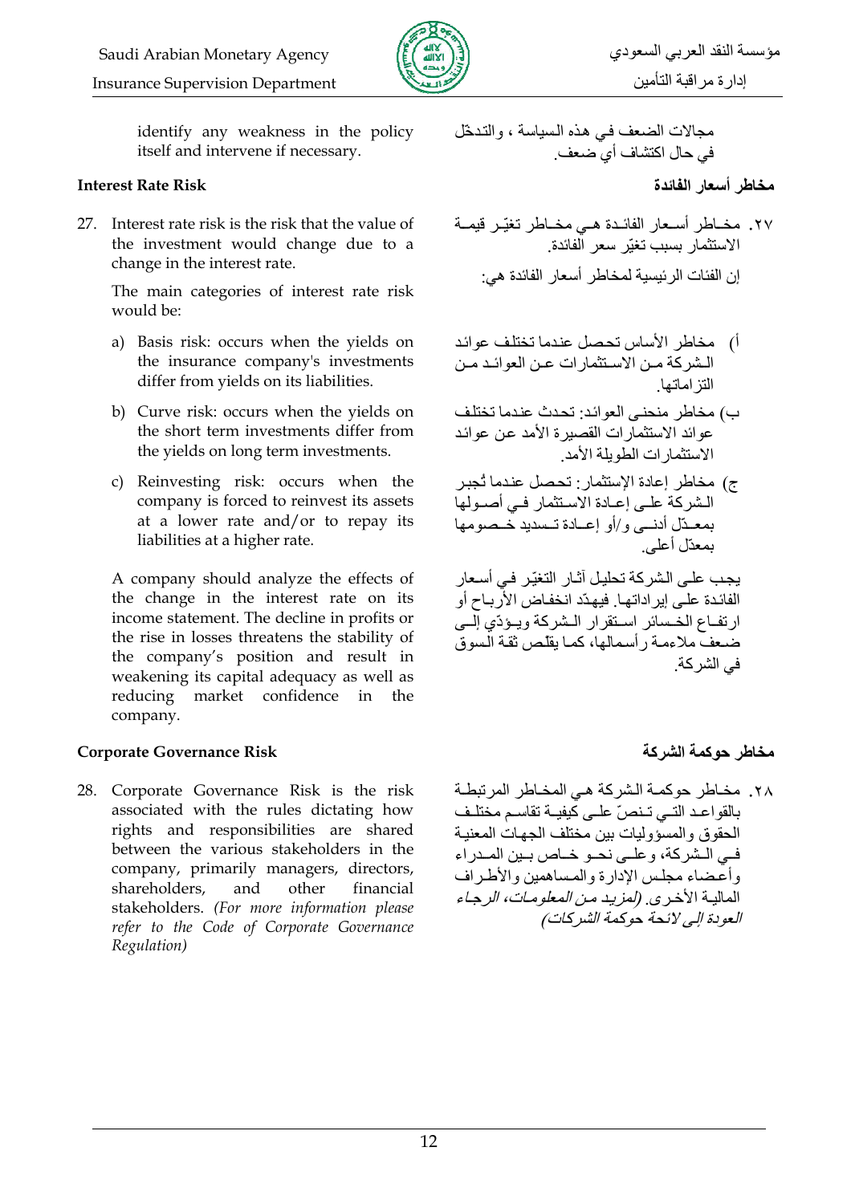identify any weakness in the policy itself and intervene if necessary.

مجالات الضعف في هذه السياسة ، والتدخّل في حال اكتشاف أي ضعف.

## Interest Rate Risk

## مخاطر أسعار الفائدة

27. Interest rate risk is the risk that the value of the investment would change due to a change in the interest rate.

    The main categories of interest rate risk would be:

    a) Basis risk: occurs when the yields on the insurance company's investments differ from yields on its liabilities.

    b) Curve risk: occurs when the yields on the short term investments differ from the yields on long term investments.

    c) Reinvesting risk: occurs when the company is forced to reinvest its assets at a lower rate and/or to repay its liabilities at a higher rate.

    A company should analyze the effects of the change in the interest rate on its income statement. The decline in profits or the rise in losses threatens the stability of the company's position and result in weakening its capital adequacy as well as reducing market confidence in the company.

٢٧. مخاطر أسعار الفائدة هي مخاطر تغيّر قيمة الاستثمار بسبب تغيّر سعر الفائدة.

إن الفئات الرئيسية لمخاطر أسعار الفائدة هي:

أ) مخاطر الأساس تحصل عندما تختلف عوائد الشركة من الاستثمارات عن العوائد من التزاماتها.

ب) مخاطر منحنى العوائد: تحدث عندما تختلف عوائد الاستثمارات القصيرة الأمد عن عوائد الاستثمارات الطويلة الأمد.

ج) مخاطر إعادة الإستثمار: تحصل عندما تُجبر الشركة على إعادة الاستثمار في أصولها بمعدّل أدنى و/أو إعادة تسديد خصومها بمعدّل أعلى.

يجب على الشركة تحليل آثار التغيّر في أسعار الفائدة على إيراداتها. فيهدّد انخفاض الأرباح أو ارتفاع الخسائر استقرار الشركة ويؤدّي إلى ضعف ملاءمة رأسمالها، كما يقلّص ثقة السوق في الشركة.

## Corporate Governance Risk

## مخاطر حوكمة الشركة

28. Corporate Governance Risk is the risk associated with the rules dictating how rights and responsibilities are shared between the various stakeholders in the company, primarily managers, directors, shareholders, and other financial stakeholders. *(For more information please refer to the Code of Corporate Governance Regulation)*

٢٨. مخاطر حوكمة الشركة هي المخاطر المرتبطة بالقواعد التي تنصّ على كيفية تقاسم مختلف الحقوق والمسؤوليات بين مختلف الجهات المعنية في الشركة، وعلى نحو خاص بين المدراء وأعضاء مجلس الإدارة والمساهمين والأطراف المالية الأخرى. *(لمزيد من المعلومات، الرجاء العودة إلى لائحة حوكمة الشركات)*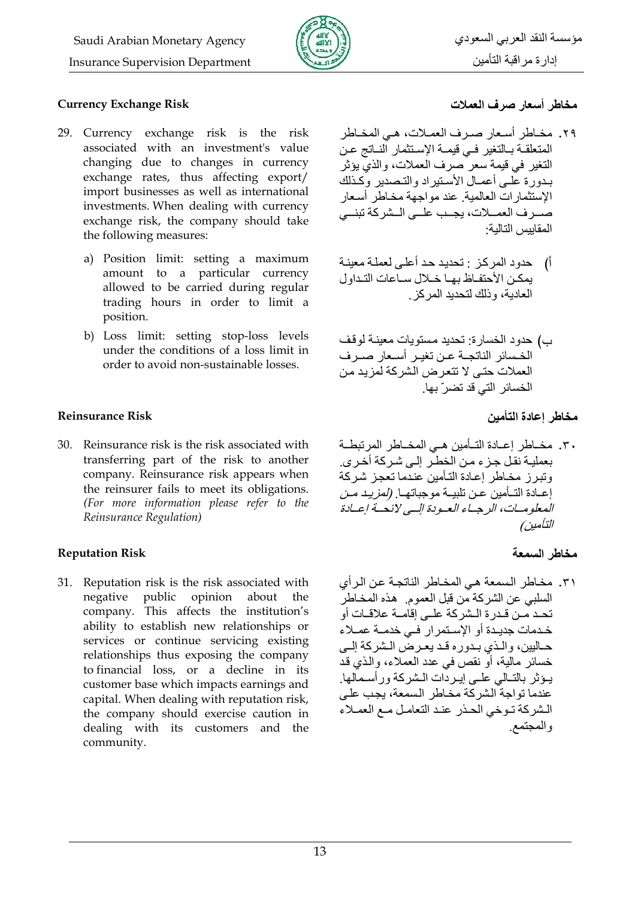**Currency Exchange Risk**

29. Currency exchange risk is the risk associated with an investment's value changing due to changes in currency exchange rates, thus affecting export/ import businesses as well as international investments. When dealing with currency exchange risk, the company should take the following measures:

   a) Position limit: setting a maximum amount to a particular currency allowed to be carried during regular trading hours in order to limit a position.

   b) Loss limit: setting stop-loss levels under the conditions of a loss limit in order to avoid non-sustainable losses.

**مخاطر أسعار صرف العملات**

٢٩. مخاطر أسعار صرف العملات، هي المخاطر المتعلقة بالتغير في قيمة الإستثمار الناتج عن التغير في قيمة سعر صرف العملات، والذي يؤثر بدورة على أعمال الأستيراد والتصدير وكذلك الإستثمارات العالمية. عند مواجهة مخاطر أسعار صرف العملات، يجب على الشركة تبني المقاييس التالية:

أ) حدود المركز : تحديد حد أعلى لعملة معينة يمكن الأحتفاظ بها خلال ساعات التداول العادية، وذلك لتحديد المركز.

ب) حدود الخسارة: تحديد مستويات معينة لوقف الخسائر الناتجة عن تغير أسعار صرف العملات حتى لا تتعرض الشركة لمزيد من الخسائر التي قد تضرّ بها.

**Reinsurance Risk**

30. Reinsurance risk is the risk associated with transferring part of the risk to another company. Reinsurance risk appears when the reinsurer fails to meet its obligations. *(For more information please refer to the Reinsurance Regulation)*

**مخاطر إعادة التأمين**

٣٠. مخاطر إعادة التأمين هي المخاطر المرتبطة بعملية نقل جزء من الخطر إلى شركة أخرى. وتبرز مخاطر إعادة التأمين عندما تعجز شركة إعادة التأمين عن تلبية موجباتها. *(لمزيد من المعلومات، الرجاء العودة إلى لائحة إعادة التأمين)*

**Reputation Risk**

31. Reputation risk is the risk associated with negative public opinion about the company. This affects the institution's ability to establish new relationships or services or continue servicing existing relationships thus exposing the company to financial loss, or a decline in its customer base which impacts earnings and capital. When dealing with reputation risk, the company should exercise caution in dealing with its customers and the community.

**مخاطر السمعة**

٣١. مخاطر السمعة هي المخاطر الناتجة عن الرأي السلبي عن الشركة من قبل العموم. هذه المخاطر تحد من قدرة الشركة على إقامة علاقات أو خدمات جديدة أو الإستمرار في خدمة عملاء حاليين، والذي بدوره قد يعرض الشركة إلى خسائر مالية، أو نقص في عدد العملاء، والذي قد يؤثر بالتالي على إيردات الشركة ورأسمالها. عندما تواجة الشركة مخاطر السمعة، يجب على الشركة توخي الحذر عند التعامل مع العملاء والمجتمع.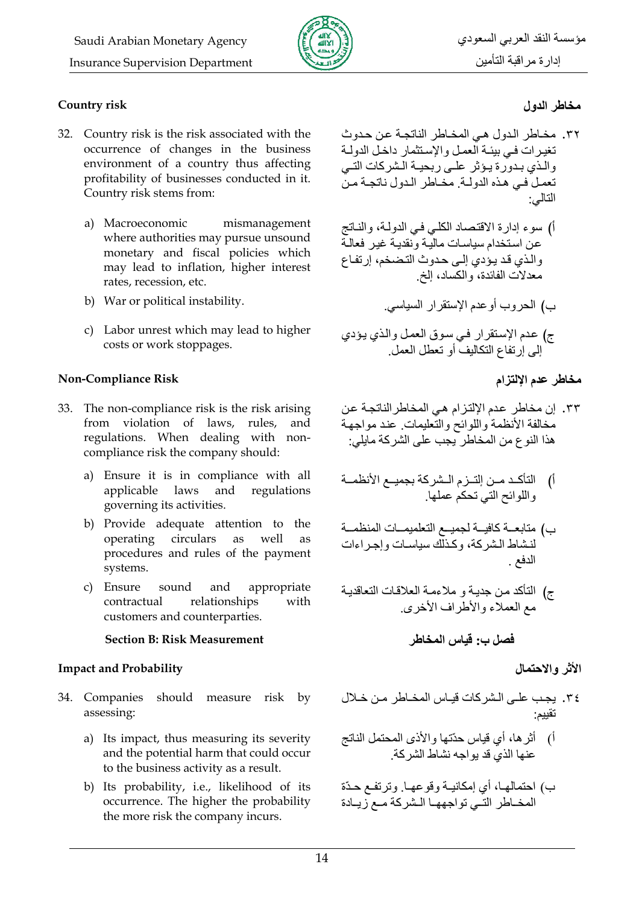### Country risk

32. Country risk is the risk associated with the occurrence of changes in the business environment of a country thus affecting profitability of businesses conducted in it. Country risk stems from:

    a) Macroeconomic mismanagement where authorities may pursue unsound monetary and fiscal policies which may lead to inflation, higher interest rates, recession, etc.

    b) War or political instability.

    c) Labor unrest which may lead to higher costs or work stoppages.

### مخاطر الدول

٣٢. مخاطر الدول هي المخاطر الناتجة عن حدوث تغيرات في بيئة العمل والإستثمار داخل الدولة والذي بدورة يؤثر على ربحية الشركات التي تعمل في هذه الدولة. مخاطر الدول ناتجة من التالي:

أ) سوء إدارة الاقتصاد الكلي في الدولة، والناتج عن استخدام سياسات مالية ونقدية غير فعالة والذي قد يؤدي إلى حدوث التضخم، إرتفاع معدلات الفائدة، والكساد، إلخ.

ب) الحروب أوعدم الإستقرار السياسي.

ج) عدم الإستقرار في سوق العمل والذي يؤدي إلى إرتفاع التكاليف أو تعطل العمل.

### Non-Compliance Risk

33. The non-compliance risk is the risk arising from violation of laws, rules, and regulations. When dealing with non-compliance risk the company should:

    a) Ensure it is in compliance with all applicable laws and regulations governing its activities.

    b) Provide adequate attention to the operating circulars as well as procedures and rules of the payment systems.

    c) Ensure sound and appropriate contractual relationships with customers and counterparties.

### مخاطر عدم الإلتزام

٣٣. إن مخاطر عدم الإلتزام هي المخاطرالناتجة عن مخالفة الأنظمة واللوائح والتعليمات. عند مواجهة هذا النوع من المخاطر يجب على الشركة مايلي:

أ) التأكد من إلتزم الشركة بجميع الأنظمة واللوائح التي تحكم عملها.

ب) متابعة كافية لجميع التعليمات المنظمة لنشاط الشركة، وكذلك سياسات وإجراءات الدفع .

ج) التأكد من جدية و ملاءمة العلاقات التعاقدية مع العملاء والأطراف الأخرى.

## Section B: Risk Measurement

## فصل ب: قياس المخاطر

### Impact and Probability

34. Companies should measure risk by assessing:

    a) Its impact, thus measuring its severity and the potential harm that could occur to the business activity as a result.

    b) Its probability, i.e., likelihood of its occurrence. The higher the probability the more risk the company incurs.

### الأثر والاحتمال

٣٤. يجب على الشركات قياس المخاطر من خلال تقييم:

أ) أثرها، أي قياس حدّتها والأذى المحتمل الناتج عنها الذي قد يواجه نشاط الشركة.

ب) احتمالها، أي إمكانية وقوعها. وترتفع حدّة المخاطر التي تواجهها الشركة مع زيادة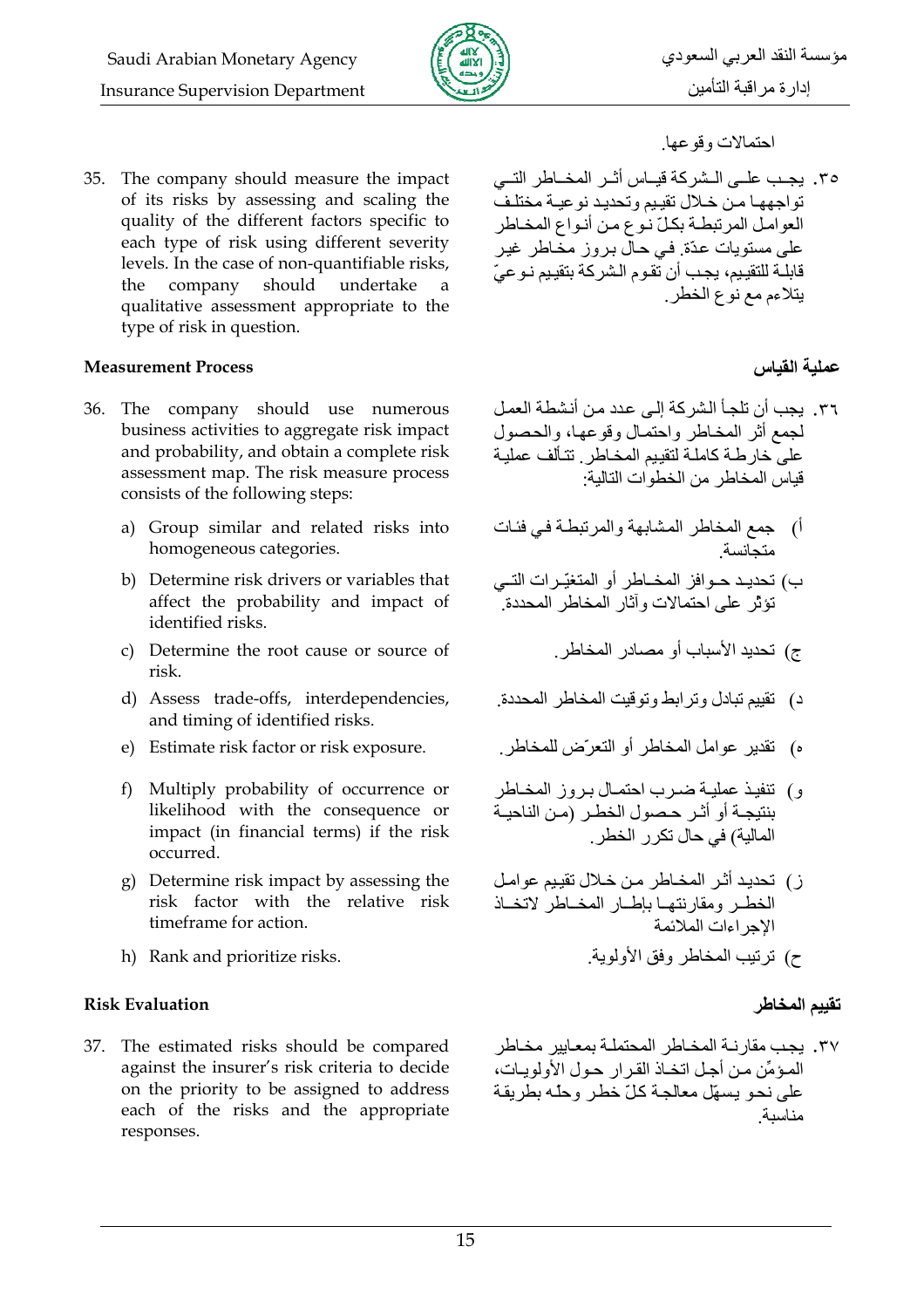احتمالات وقوعها.

35. The company should measure the impact of its risks by assessing and scaling the quality of the different factors specific to each type of risk using different severity levels. In the case of non-quantifiable risks, the company should undertake a qualitative assessment appropriate to the type of risk in question.

٣٥. يجب على الشركة قياس أثر المخاطر التي تواجهها من خلال تقييم وتحديد نوعية مختلف العوامل المرتبطة بكلّ نوع من أنواع المخاطر على مستويات عدّة. في حال بروز مخاطر غير قابلة للتقييم، يجب أن تقوم الشركة بتقييم نوعيّ يتلاءم مع نوع الخطر.

**Measurement Process**

**عملية القياس**

36. The company should use numerous business activities to aggregate risk impact and probability, and obtain a complete risk assessment map. The risk measure process consists of the following steps:

    a) Group similar and related risks into homogeneous categories.
    b) Determine risk drivers or variables that affect the probability and impact of identified risks.
    c) Determine the root cause or source of risk.
    d) Assess trade-offs, interdependencies, and timing of identified risks.
    e) Estimate risk factor or risk exposure.
    f) Multiply probability of occurrence or likelihood with the consequence or impact (in financial terms) if the risk occurred.
    g) Determine risk impact by assessing the risk factor with the relative risk timeframe for action.
    h) Rank and prioritize risks.

٣٦. يجب أن تلجأ الشركة إلى عدد من أنشطة العمل لجمع أثر المخاطر واحتمال وقوعها، والحصول على خارطة كاملة لتقييم المخاطر. تتألف عملية قياس المخاطر من الخطوات التالية:

أ) جمع المخاطر المشابهة والمرتبطة في فئات متجانسة.

ب) تحديد حوافز المخاطر أو المتغيّرات التي تؤثر على احتمالات وآثار المخاطر المحددة.

ج) تحديد الأسباب أو مصادر المخاطر.

د) تقييم تبادل وترابط وتوقيت المخاطر المحددة.

ه) تقدير عوامل المخاطر أو التعرّض للمخاطر.

و) تنفيذ عملية ضرب احتمال بروز المخاطر بنتيجة أو أثر حصول الخطر (من الناحية المالية) في حال تكرر الخطر.

ز) تحديد أثر المخاطر من خلال تقييم عوامل الخطر ومقارنتها بإطار المخاطر لاتخاذ الإجراءات الملائمة

ح) ترتيب المخاطر وفق الأولوية.

**Risk Evaluation**

**تقييم المخاطر**

37. The estimated risks should be compared against the insurer's risk criteria to decide on the priority to be assigned to address each of the risks and the appropriate responses.

٣٧. يجب مقارنة المخاطر المحتملة بمعايير مخاطر المؤمِّن من أجل اتخاذ القرار حول الأولويات، على نحو يسهّل معالجة كلّ خطر وحله بطريقة مناسبة.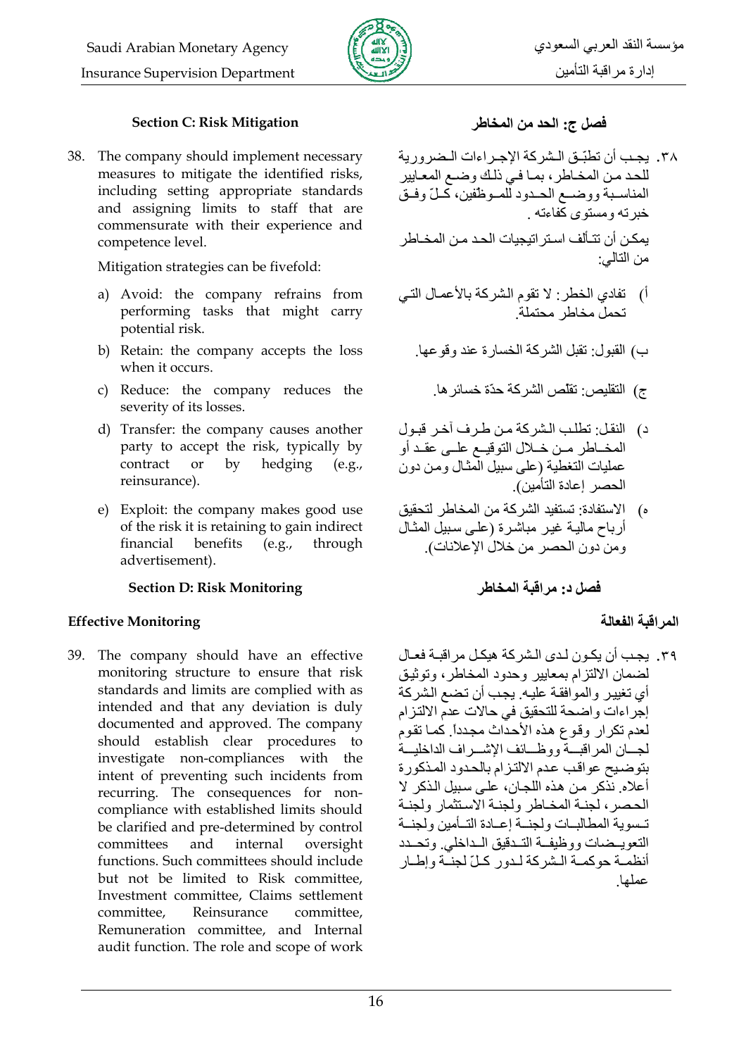### Section C: Risk Mitigation

38. The company should implement necessary measures to mitigate the identified risks, including setting appropriate standards and assigning limits to staff that are commensurate with their experience and competence level.

    Mitigation strategies can be fivefold:

    a) Avoid: the company refrains from performing tasks that might carry potential risk.
    b) Retain: the company accepts the loss when it occurs.
    c) Reduce: the company reduces the severity of its losses.
    d) Transfer: the company causes another party to accept the risk, typically by contract or by hedging (e.g., reinsurance).
    e) Exploit: the company makes good use of the risk it is retaining to gain indirect financial benefits (e.g., through advertisement).

### Section D: Risk Monitoring

#### Effective Monitoring

39. The company should have an effective monitoring structure to ensure that risk standards and limits are complied with as intended and that any deviation is duly documented and approved. The company should establish clear procedures to investigate non-compliances with the intent of preventing such incidents from recurring. The consequences for non-compliance with established limits should be clarified and pre-determined by control committees and internal oversight functions. Such committees should include but not be limited to Risk committee, Investment committee, Claims settlement committee, Reinsurance committee, Remuneration committee, and Internal audit function. The role and scope of work

### فصل ج: الحد من المخاطر

٣٨. يجب أن تطبّق الشركة الإجراءات الضرورية للحد من المخاطر، بما في ذلك وضع المعايير المناسبة ووضع الحدود للموظفين، كلّ وفق خبرته ومستوى كفاءته.

    يمكن أن تتألف استراتيجيات الحد من المخاطر من التالي:

    أ) تفادي الخطر: لا تقوم الشركة بالأعمال التي تحمل مخاطر محتملة.
    ب) القبول: تقبل الشركة الخسارة عند وقوعها.
    ج) التقليص: تقلّص الشركة حدّة خسائرها.
    د) النقل: تطلب الشركة من طرف آخر قبول المخاطر من خلال التوقيع على عقد أو عمليات التغطية (على سبيل المثال ومن دون الحصر إعادة التأمين).
    ه) الاستفادة: تستفيد الشركة من المخاطر لتحقيق أرباح مالية غير مباشرة (على سبيل المثال ومن دون الحصر من خلال الإعلانات).

### فصل د: مراقبة المخاطر

#### المراقبة الفعالة

٣٩. يجب أن يكون لدى الشركة هيكل مراقبة فعال لضمان الالتزام بمعايير وحدود المخاطر، وتوثيق أي تغيير والموافقة عليه. يجب أن تضع الشركة إجراءات واضحة للتحقيق في حالات عدم الالتزام لعدم تكرار وقوع هذه الأحداث مجدداً. كما تقوم لجان المراقبة ووظائف الإشراف الداخلية بتوضيح عواقب عدم الالتزام بالحدود المذكورة أعلاه. نذكر من هذه اللجان، على سبيل الذكر لا الحصر، لجنة المخاطر ولجنة الاستثمار ولجنة تسوية المطالبات ولجنة إعادة التأمين ولجنة التعويضات ووظيفة التدقيق الداخلي. وتحدد أنظمة حوكمة الشركة لدور كلّ لجنة وإطار عملها.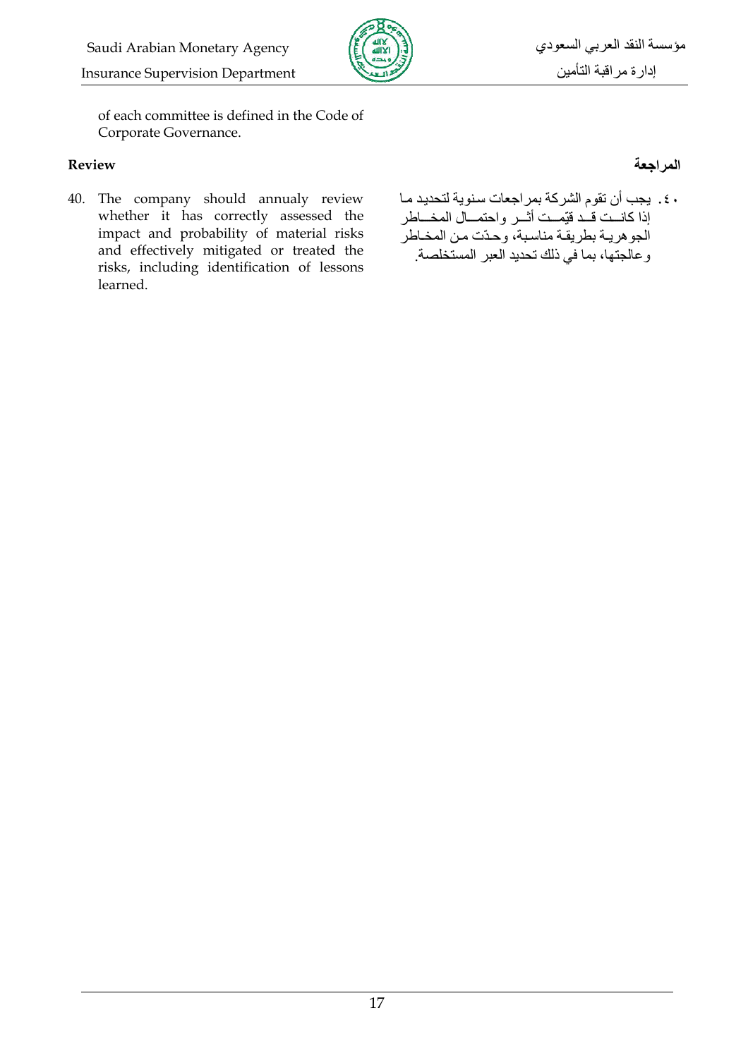of each committee is defined in the Code of Corporate Governance.

**Review**

40. The company should annualy review whether it has correctly assessed the impact and probability of material risks and effectively mitigated or treated the risks, including identification of lessons learned.

**المراجعة**

٤٠. يجب أن تقوم الشركة بمراجعات سنوية لتحديد ما إذا كانت قد قيّمت أثر واحتمال المخاطر الجوهرية بطريقة مناسبة، وحدّت من المخاطر وعالجتها، بما في ذلك تحديد العبر المستخلصة.